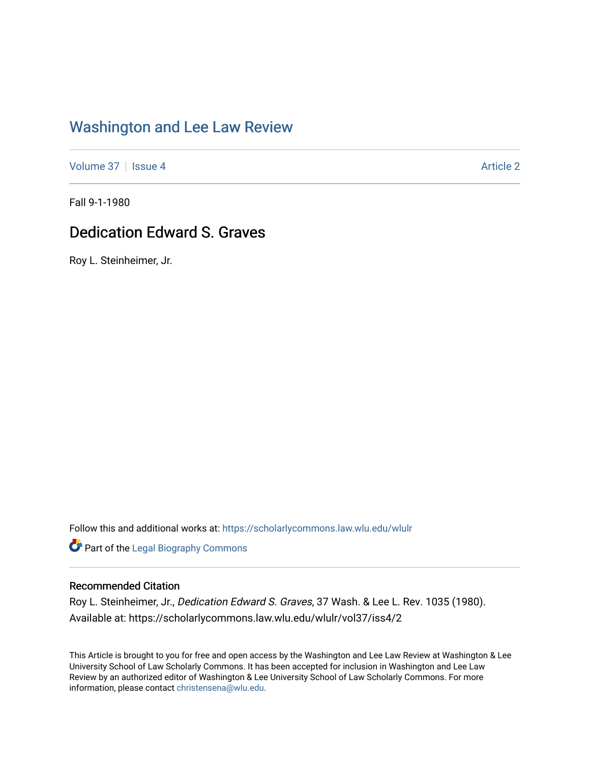# Washington and Lee Law Review

Volume 37 | Issue 4 Article 2

Fall 9-1-1980

## Dedication Edward S. Graves

Roy L. Steinheimer, Jr.

Follow this and additional works at: https://scholarlycommons.law.wlu.edu/wlulr

Part of the Legal Biography Commons

### Recommended Citation

Roy L. Steinheimer, Jr., *Dedication Edward S. Graves*, 37 Wash. & Lee L. Rev. 1035 (1980). Available at: https://scholarlycommons.law.wlu.edu/wlulr/vol37/iss4/2

This Article is brought to you for free and open access by the Washington and Lee Law Review at Washington & Lee University School of Law Scholarly Commons. It has been accepted for inclusion in Washington and Lee Law Review by an authorized editor of Washington & Lee University School of Law Scholarly Commons. For more information, please contact christensena@wlu.edu.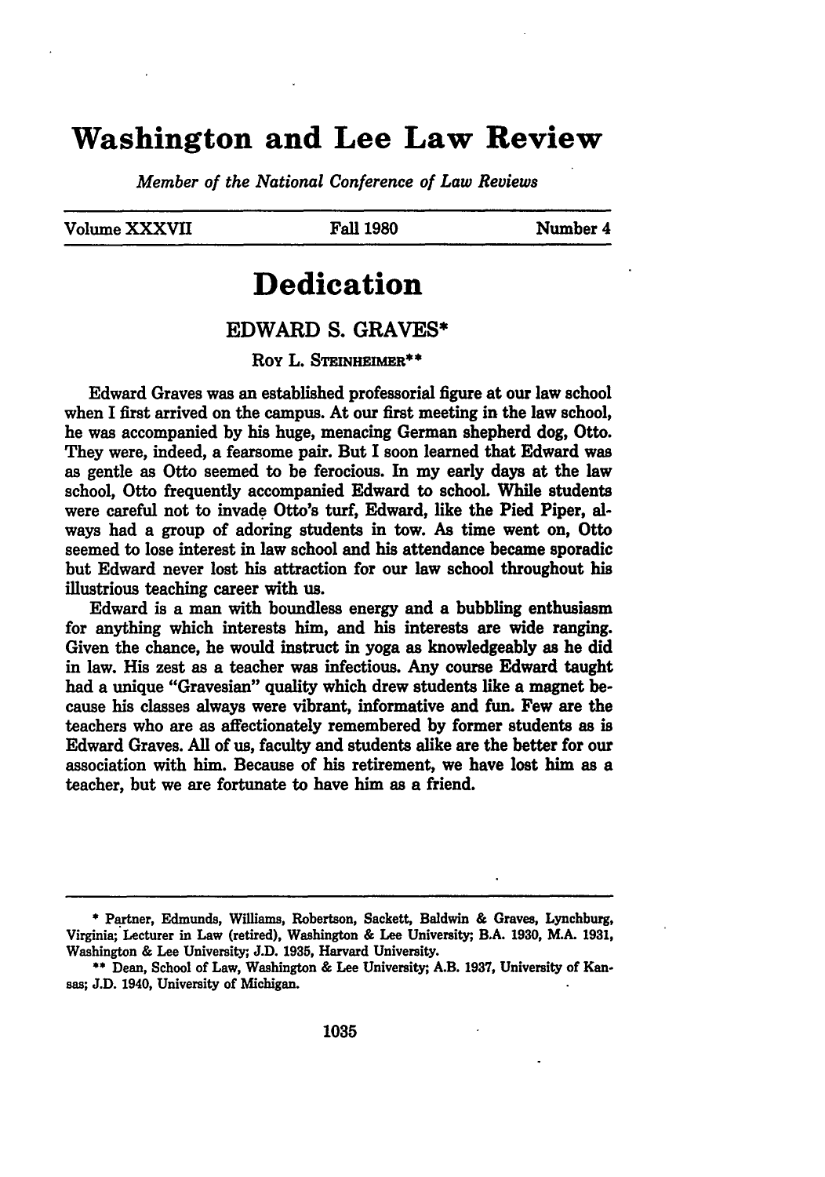# Washington and Lee Law Review

*Member of the National Conference of Law Reviews*

Volume XXXVII | Fall 1980 | Number 4

# Dedication

## EDWARD S. GRAVES*

ROY L. STEINHEIMER**

Edward Graves was an established professorial figure at our law school when I first arrived on the campus. At our first meeting in the law school, he was accompanied by his huge, menacing German shepherd dog, Otto. They were, indeed, a fearsome pair. But I soon learned that Edward was as gentle as Otto seemed to be ferocious. In my early days at the law school, Otto frequently accompanied Edward to school. While students were careful not to invade Otto's turf, Edward, like the Pied Piper, always had a group of adoring students in tow. As time went on, Otto seemed to lose interest in law school and his attendance became sporadic but Edward never lost his attraction for our law school throughout his illustrious teaching career with us.

Edward is a man with boundless energy and a bubbling enthusiasm for anything which interests him, and his interests are wide ranging. Given the chance, he would instruct in yoga as knowledgeably as he did in law. His zest as a teacher was infectious. Any course Edward taught had a unique "Gravesian" quality which drew students like a magnet because his classes always were vibrant, informative and fun. Few are the teachers who are as affectionately remembered by former students as is Edward Graves. All of us, faculty and students alike are the better for our association with him. Because of his retirement, we have lost him as a teacher, but we are fortunate to have him as a friend.

---

* Partner, Edmunds, Williams, Robertson, Sackett, Baldwin & Graves, Lynchburg, Virginia; Lecturer in Law (retired), Washington & Lee University; B.A. 1930, M.A. 1931, Washington & Lee University; J.D. 1935, Harvard University.

** Dean, School of Law, Washington & Lee University; A.B. 1937, University of Kansas; J.D. 1940, University of Michigan.